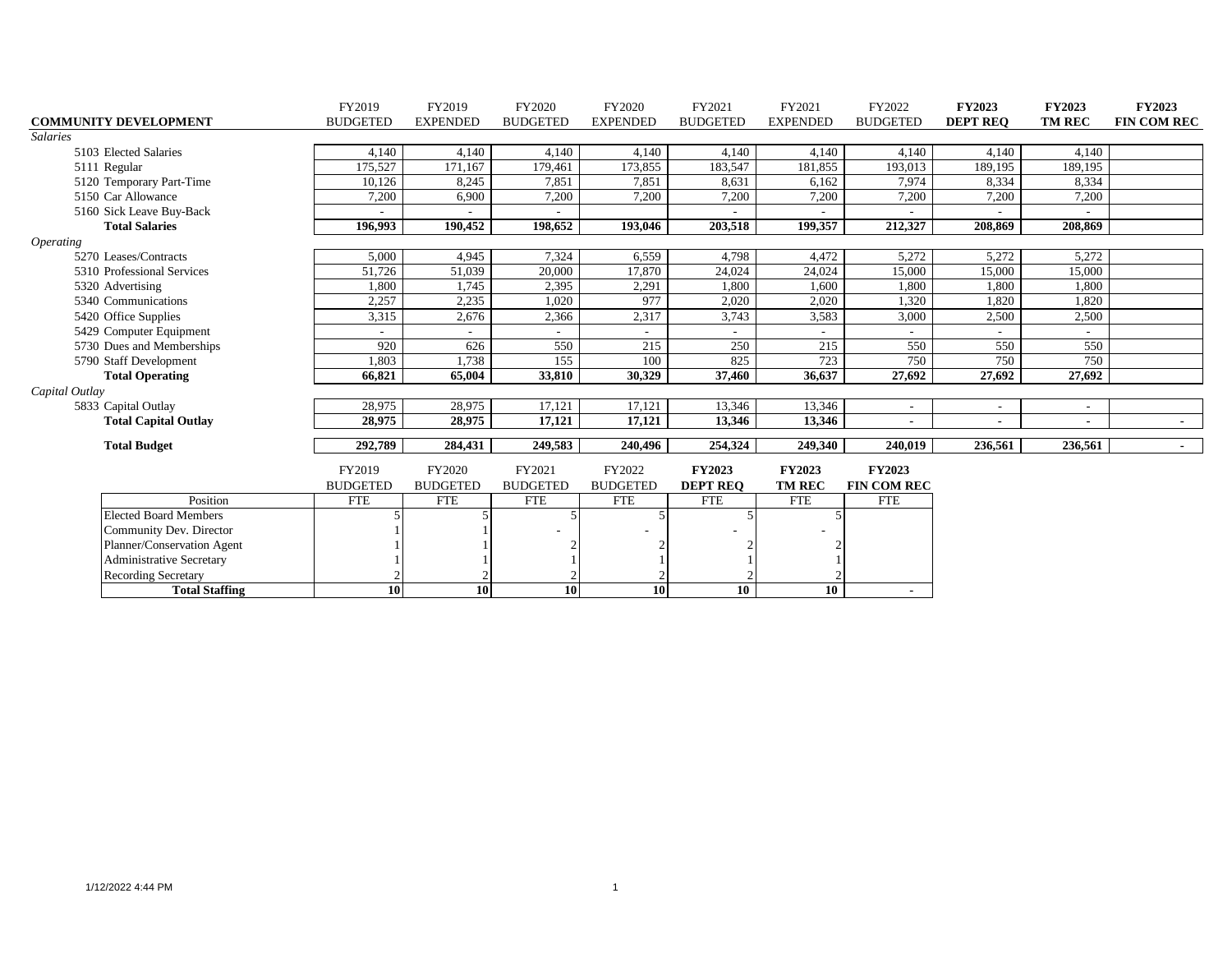| COMMUNITY DEVELOPMENT | FY2019 BUDGETED | FY2019 EXPENDED | FY2020 BUDGETED | FY2020 EXPENDED | FY2021 BUDGETED | FY2021 EXPENDED | FY2022 BUDGETED | **FY2023 DEPT REQ** | **FY2023 TM REC** | **FY2023 FIN COM REC** |
|---|---|---|---|---|---|---|---|---|---|---|
| *Salaries* | | | | | | | | | | |
| 5103 Elected Salaries | 4,140 | 4,140 | 4,140 | 4,140 | 4,140 | 4,140 | 4,140 | 4,140 | 4,140 | |
| 5111 Regular | 175,527 | 171,167 | 179,461 | 173,855 | 183,547 | 181,855 | 193,013 | 189,195 | 189,195 | |
| 5120 Temporary Part-Time | 10,126 | 8,245 | 7,851 | 7,851 | 8,631 | 6,162 | 7,974 | 8,334 | 8,334 | |
| 5150 Car Allowance | 7,200 | 6,900 | 7,200 | 7,200 | 7,200 | 7,200 | 7,200 | 7,200 | 7,200 | |
| 5160 Sick Leave Buy-Back | - | - | - | | - | - | - | - | - | |
| **Total Salaries** | **196,993** | **190,452** | **198,652** | **193,046** | **203,518** | **199,357** | **212,327** | **208,869** | **208,869** | |
| *Operating* | | | | | | | | | | |
| 5270 Leases/Contracts | 5,000 | 4,945 | 7,324 | 6,559 | 4,798 | 4,472 | 5,272 | 5,272 | 5,272 | |
| 5310 Professional Services | 51,726 | 51,039 | 20,000 | 17,870 | 24,024 | 24,024 | 15,000 | 15,000 | 15,000 | |
| 5320 Advertising | 1,800 | 1,745 | 2,395 | 2,291 | 1,800 | 1,600 | 1,800 | 1,800 | 1,800 | |
| 5340 Communications | 2,257 | 2,235 | 1,020 | 977 | 2,020 | 2,020 | 1,320 | 1,820 | 1,820 | |
| 5420 Office Supplies | 3,315 | 2,676 | 2,366 | 2,317 | 3,743 | 3,583 | 3,000 | 2,500 | 2,500 | |
| 5429 Computer Equipment | - | - | - | - | - | - | - | - | - | |
| 5730 Dues and Memberships | 920 | 626 | 550 | 215 | 250 | 215 | 550 | 550 | 550 | |
| 5790 Staff Development | 1,803 | 1,738 | 155 | 100 | 825 | 723 | 750 | 750 | 750 | |
| **Total Operating** | **66,821** | **65,004** | **33,810** | **30,329** | **37,460** | **36,637** | **27,692** | **27,692** | **27,692** | |
| *Capital Outlay* | | | | | | | | | | |
| 5833 Capital Outlay | 28,975 | 28,975 | 17,121 | 17,121 | 13,346 | 13,346 | - | - | - | |
| **Total Capital Outlay** | **28,975** | **28,975** | **17,121** | **17,121** | **13,346** | **13,346** | **-** | **-** | **-** | **-** |
| **Total Budget** | **292,789** | **284,431** | **249,583** | **240,496** | **254,324** | **249,340** | **240,019** | **236,561** | **236,561** | **-** |

| Position | FY2019 BUDGETED FTE | FY2020 BUDGETED FTE | FY2021 BUDGETED FTE | FY2022 BUDGETED FTE | **FY2023 DEPT REQ** FTE | **FY2023 TM REC** FTE | **FY2023 FIN COM REC** FTE |
|---|---|---|---|---|---|---|---|
| Elected Board Members | 5 | 5 | 5 | 5 | 5 | 5 | |
| Community Dev. Director | 1 | 1 | - | - | - | - | |
| Planner/Conservation Agent | 1 | 1 | 2 | 2 | 2 | 2 | |
| Administrative Secretary | 1 | 1 | 1 | 1 | 1 | 1 | |
| Recording Secretary | 2 | 2 | 2 | 2 | 2 | 2 | |
| **Total Staffing** | **10** | **10** | **10** | **10** | **10** | **10** | **-** |

1/12/2022 4:44 PM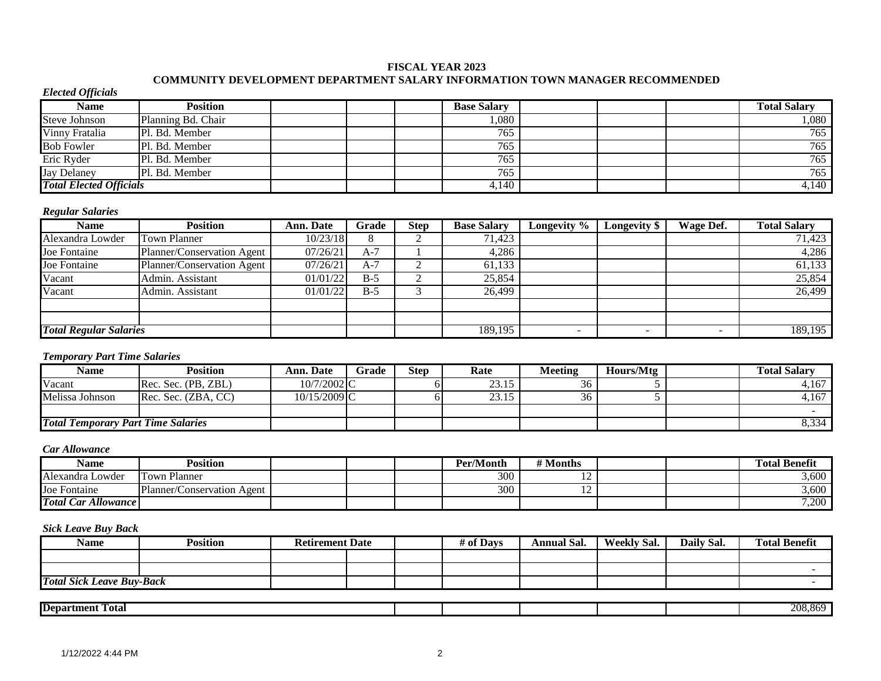**FISCAL YEAR 2023**

**COMMUNITY DEVELOPMENT DEPARTMENT SALARY INFORMATION TOWN MANAGER RECOMMENDED**

***Elected Officials***

| Name | Position | | | | Base Salary | | | | Total Salary |
|---|---|---|---|---|---|---|---|---|---|
| Steve Johnson | Planning Bd. Chair | | | | 1,080 | | | | 1,080 |
| Vinny Fratalia | Pl. Bd. Member | | | | 765 | | | | 765 |
| Bob Fowler | Pl. Bd. Member | | | | 765 | | | | 765 |
| Eric Ryder | Pl. Bd. Member | | | | 765 | | | | 765 |
| Jay Delaney | Pl. Bd. Member | | | | 765 | | | | 765 |
| ***Total Elected Officials*** | | | | | 4,140 | | | | 4,140 |

***Regular Salaries***

| Name | Position | Ann. Date | Grade | Step | Base Salary | Longevity % | Longevity $ | Wage Def. | Total Salary |
|---|---|---|---|---|---|---|---|---|---|
| Alexandra Lowder | Town Planner | 10/23/18 | 8 | 2 | 71,423 | | | | 71,423 |
| Joe Fontaine | Planner/Conservation Agent | 07/26/21 | A-7 | 1 | 4,286 | | | | 4,286 |
| Joe Fontaine | Planner/Conservation Agent | 07/26/21 | A-7 | 2 | 61,133 | | | | 61,133 |
| Vacant | Admin. Assistant | 01/01/22 | B-5 | 2 | 25,854 | | | | 25,854 |
| Vacant | Admin. Assistant | 01/01/22 | B-5 | 3 | 26,499 | | | | 26,499 |
| | | | | | | | | | |
| | | | | | | | | | |
| ***Total Regular Salaries*** | | | | | 189,195 | - | - | - | 189,195 |

***Temporary Part Time Salaries***

| Name | Position | Ann. Date | Grade | Step | Rate | Meeting | Hours/Mtg | | Total Salary |
|---|---|---|---|---|---|---|---|---|---|
| Vacant | Rec. Sec. (PB, ZBL) | 10/7/2002 | C | 6 | 23.15 | 36 | 5 | | 4,167 |
| Melissa Johnson | Rec. Sec. (ZBA, CC) | 10/15/2009 | C | 6 | 23.15 | 36 | 5 | | 4,167 |
| | | | | | | | | | - |
| ***Total Temporary Part Time Salaries*** | | | | | | | | | 8,334 |

***Car Allowance***

| Name | Position | | | | Per/Month | # Months | | | Total Benefit |
|---|---|---|---|---|---|---|---|---|---|
| Alexandra Lowder | Town Planner | | | | 300 | 12 | | | 3,600 |
| Joe Fontaine | Planner/Conservation Agent | | | | 300 | 12 | | | 3,600 |
| ***Total Car Allowance*** | | | | | | | | | 7,200 |

***Sick Leave Buy Back***

| Name | Position | Retirement Date | | | # of Days | Annual Sal. | Weekly Sal. | Daily Sal. | Total Benefit |
|---|---|---|---|---|---|---|---|---|---|
| | | | | | | | | | |
| | | | | | | | | | - |
| ***Total Sick Leave Buy-Back*** | | | | | | | | | - |

| **Department Total** | | | | | | | | | 208,869 |
|---|---|---|---|---|---|---|---|---|---|

1/12/2022 4:44 PM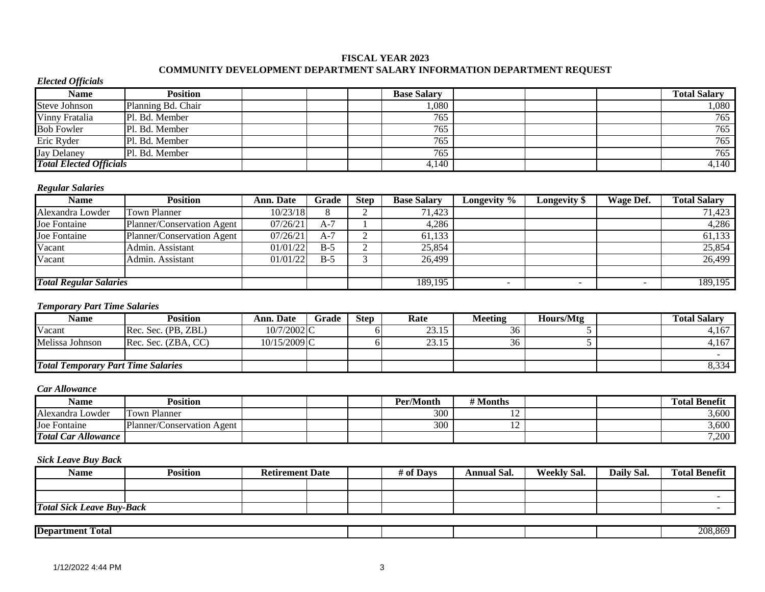## FISCAL YEAR 2023
## COMMUNITY DEVELOPMENT DEPARTMENT SALARY INFORMATION DEPARTMENT REQUEST

***Elected Officials***

| Name | Position | | | | Base Salary | | | | Total Salary |
|---|---|---|---|---|---|---|---|---|---|
| Steve Johnson | Planning Bd. Chair | | | | 1,080 | | | | 1,080 |
| Vinny Fratalia | Pl. Bd. Member | | | | 765 | | | | 765 |
| Bob Fowler | Pl. Bd. Member | | | | 765 | | | | 765 |
| Eric Ryder | Pl. Bd. Member | | | | 765 | | | | 765 |
| Jay Delaney | Pl. Bd. Member | | | | 765 | | | | 765 |
| ***Total Elected Officials*** | | | | | 4,140 | | | | 4,140 |

***Regular Salaries***

| Name | Position | Ann. Date | Grade | Step | Base Salary | Longevity % | Longevity $ | Wage Def. | Total Salary |
|---|---|---|---|---|---|---|---|---|---|
| Alexandra Lowder | Town Planner | 10/23/18 | 8 | 2 | 71,423 | | | | 71,423 |
| Joe Fontaine | Planner/Conservation Agent | 07/26/21 | A-7 | 1 | 4,286 | | | | 4,286 |
| Joe Fontaine | Planner/Conservation Agent | 07/26/21 | A-7 | 2 | 61,133 | | | | 61,133 |
| Vacant | Admin. Assistant | 01/01/22 | B-5 | 2 | 25,854 | | | | 25,854 |
| Vacant | Admin. Assistant | 01/01/22 | B-5 | 3 | 26,499 | | | | 26,499 |
| | | | | | | | | | |
| ***Total Regular Salaries*** | | | | | 189,195 | - | - | - | 189,195 |

***Temporary Part Time Salaries***

| Name | Position | Ann. Date | Grade | Step | Rate | Meeting | Hours/Mtg | | Total Salary |
|---|---|---|---|---|---|---|---|---|---|
| Vacant | Rec. Sec. (PB, ZBL) | 10/7/2002 | C | 6 | 23.15 | 36 | 5 | | 4,167 |
| Melissa Johnson | Rec. Sec. (ZBA, CC) | 10/15/2009 | C | 6 | 23.15 | 36 | 5 | | 4,167 |
| | | | | | | | | | - |
| ***Total Temporary Part Time Salaries*** | | | | | | | | | 8,334 |

***Car Allowance***

| Name | Position | | | | Per/Month | # Months | | | Total Benefit |
|---|---|---|---|---|---|---|---|---|---|
| Alexandra Lowder | Town Planner | | | | 300 | 12 | | | 3,600 |
| Joe Fontaine | Planner/Conservation Agent | | | | 300 | 12 | | | 3,600 |
| ***Total Car Allowance*** | | | | | | | | | 7,200 |

***Sick Leave Buy Back***

| Name | Position | Retirement Date | | | # of Days | Annual Sal. | Weekly Sal. | Daily Sal. | Total Benefit |
|---|---|---|---|---|---|---|---|---|---|
| | | | | | | | | | |
| | | | | | | | | | - |
| ***Total Sick Leave Buy-Back*** | | | | | | | | | - |

| **Department Total** | | | | | | 208,869 |
|---|---|---|---|---|---|---|

1/12/2022 4:44 PM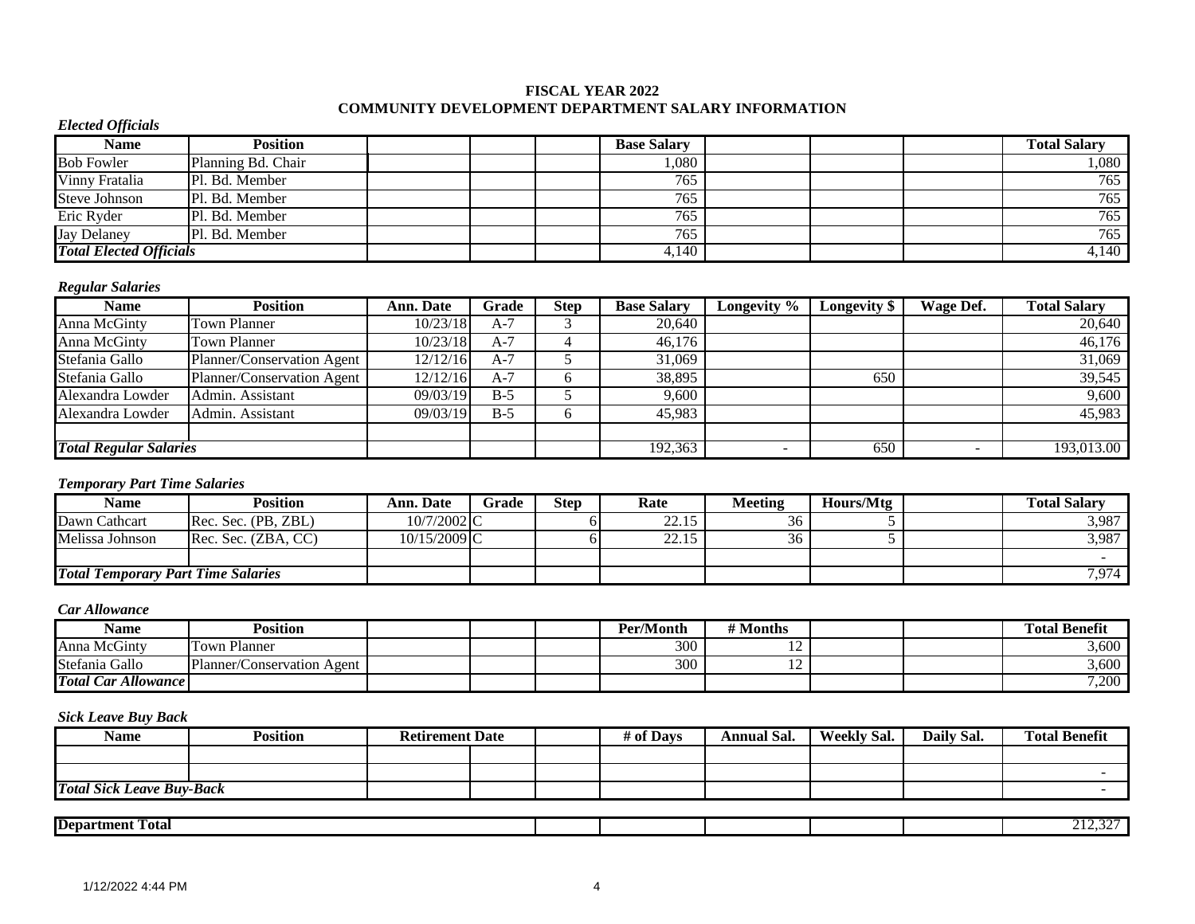**FISCAL YEAR 2022**
**COMMUNITY DEVELOPMENT DEPARTMENT SALARY INFORMATION**

***Elected Officials***

| Name | Position | | | | Base Salary | | | | Total Salary |
|---|---|---|---|---|---|---|---|---|---|
| Bob Fowler | Planning Bd. Chair | | | | 1,080 | | | | 1,080 |
| Vinny Fratalia | Pl. Bd. Member | | | | 765 | | | | 765 |
| Steve Johnson | Pl. Bd. Member | | | | 765 | | | | 765 |
| Eric Ryder | Pl. Bd. Member | | | | 765 | | | | 765 |
| Jay Delaney | Pl. Bd. Member | | | | 765 | | | | 765 |
| ***Total Elected Officials*** | | | | | 4,140 | | | | 4,140 |

***Regular Salaries***

| Name | Position | Ann. Date | Grade | Step | Base Salary | Longevity % | Longevity $ | Wage Def. | Total Salary |
|---|---|---|---|---|---|---|---|---|---|
| Anna McGinty | Town Planner | 10/23/18 | A-7 | 3 | 20,640 | | | | 20,640 |
| Anna McGinty | Town Planner | 10/23/18 | A-7 | 4 | 46,176 | | | | 46,176 |
| Stefania Gallo | Planner/Conservation Agent | 12/12/16 | A-7 | 5 | 31,069 | | | | 31,069 |
| Stefania Gallo | Planner/Conservation Agent | 12/12/16 | A-7 | 6 | 38,895 | | 650 | | 39,545 |
| Alexandra Lowder | Admin. Assistant | 09/03/19 | B-5 | 5 | 9,600 | | | | 9,600 |
| Alexandra Lowder | Admin. Assistant | 09/03/19 | B-5 | 6 | 45,983 | | | | 45,983 |
| | | | | | | | | | |
| ***Total Regular Salaries*** | | | | | 192,363 | - | 650 | - | 193,013.00 |

***Temporary Part Time Salaries***

| Name | Position | Ann. Date | Grade | Step | Rate | Meeting | Hours/Mtg | | Total Salary |
|---|---|---|---|---|---|---|---|---|---|
| Dawn Cathcart | Rec. Sec. (PB, ZBL) | 10/7/2002 | C | 6 | 22.15 | 36 | 5 | | 3,987 |
| Melissa Johnson | Rec. Sec. (ZBA, CC) | 10/15/2009 | C | 6 | 22.15 | 36 | 5 | | 3,987 |
| | | | | | | | | | - |
| ***Total Temporary Part Time Salaries*** | | | | | | | | | 7,974 |

***Car Allowance***

| Name | Position | | | | Per/Month | # Months | | | Total Benefit |
|---|---|---|---|---|---|---|---|---|---|
| Anna McGinty | Town Planner | | | | 300 | 12 | | | 3,600 |
| Stefania Gallo | Planner/Conservation Agent | | | | 300 | 12 | | | 3,600 |
| ***Total Car Allowance*** | | | | | | | | | 7,200 |

***Sick Leave Buy Back***

| Name | Position | Retirement Date | | | # of Days | Annual Sal. | Weekly Sal. | Daily Sal. | Total Benefit |
|---|---|---|---|---|---|---|---|---|---|
| | | | | | | | | | |
| | | | | | | | | | - |
| ***Total Sick Leave Buy-Back*** | | | | | | | | | - |

| **Department Total** | | | | | | | 212,327 |
|---|---|---|---|---|---|---|---|

1/12/2022 4:44 PM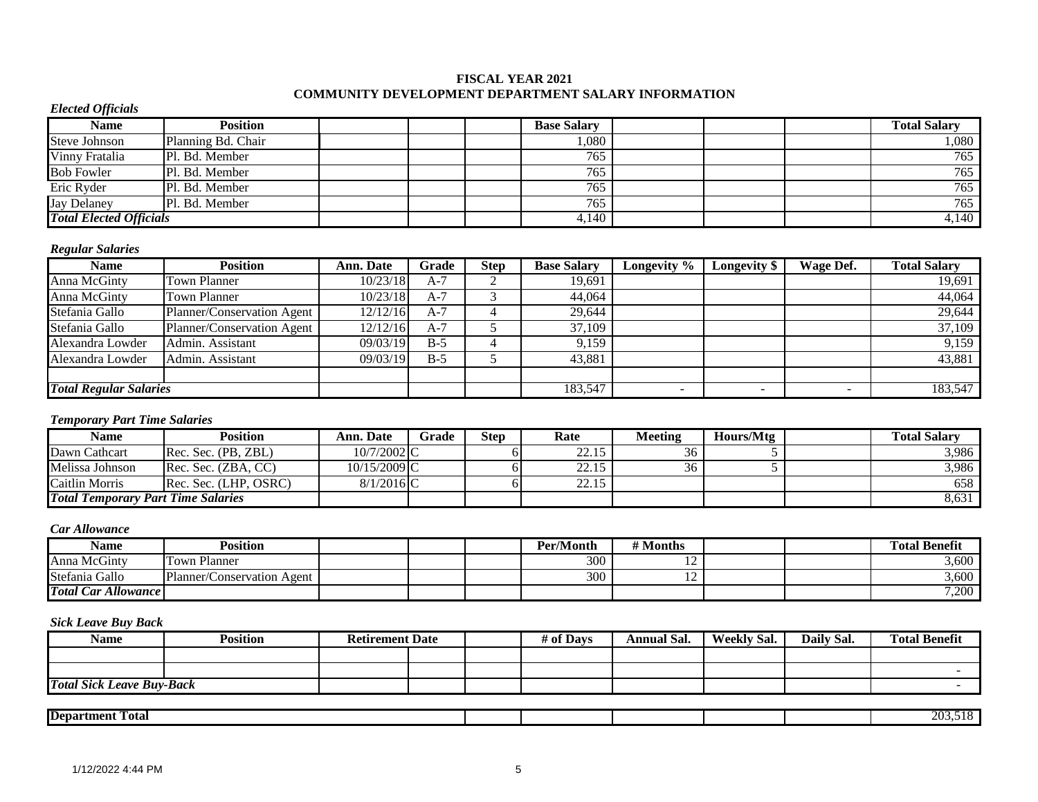**FISCAL YEAR 2021**
**COMMUNITY DEVELOPMENT DEPARTMENT SALARY INFORMATION**

***Elected Officials***

| Name | Position | | | | Base Salary | | | | Total Salary |
|---|---|---|---|---|---|---|---|---|---|
| Steve Johnson | Planning Bd. Chair | | | | 1,080 | | | | 1,080 |
| Vinny Fratalia | Pl. Bd. Member | | | | 765 | | | | 765 |
| Bob Fowler | Pl. Bd. Member | | | | 765 | | | | 765 |
| Eric Ryder | Pl. Bd. Member | | | | 765 | | | | 765 |
| Jay Delaney | Pl. Bd. Member | | | | 765 | | | | 765 |
| ***Total Elected Officials*** | | | | | 4,140 | | | | 4,140 |

***Regular Salaries***

| Name | Position | Ann. Date | Grade | Step | Base Salary | Longevity % | Longevity $ | Wage Def. | Total Salary |
|---|---|---|---|---|---|---|---|---|---|
| Anna McGinty | Town Planner | 10/23/18 | A-7 | 2 | 19,691 | | | | 19,691 |
| Anna McGinty | Town Planner | 10/23/18 | A-7 | 3 | 44,064 | | | | 44,064 |
| Stefania Gallo | Planner/Conservation Agent | 12/12/16 | A-7 | 4 | 29,644 | | | | 29,644 |
| Stefania Gallo | Planner/Conservation Agent | 12/12/16 | A-7 | 5 | 37,109 | | | | 37,109 |
| Alexandra Lowder | Admin. Assistant | 09/03/19 | B-5 | 4 | 9,159 | | | | 9,159 |
| Alexandra Lowder | Admin. Assistant | 09/03/19 | B-5 | 5 | 43,881 | | | | 43,881 |
| | | | | | | | | | |
| ***Total Regular Salaries*** | | | | | 183,547 | - | - | - | 183,547 |

***Temporary Part Time Salaries***

| Name | Position | Ann. Date | Grade | Step | Rate | Meeting | Hours/Mtg | | Total Salary |
|---|---|---|---|---|---|---|---|---|---|
| Dawn Cathcart | Rec. Sec. (PB, ZBL) | 10/7/2002 | C | 6 | 22.15 | 36 | 5 | | 3,986 |
| Melissa Johnson | Rec. Sec. (ZBA, CC) | 10/15/2009 | C | 6 | 22.15 | 36 | 5 | | 3,986 |
| Caitlin Morris | Rec. Sec. (LHP, OSRC) | 8/1/2016 | C | 6 | 22.15 | | | | 658 |
| ***Total Temporary Part Time Salaries*** | | | | | | | | | 8,631 |

***Car Allowance***

| Name | Position | | | | Per/Month | # Months | | | Total Benefit |
|---|---|---|---|---|---|---|---|---|---|
| Anna McGinty | Town Planner | | | | 300 | 12 | | | 3,600 |
| Stefania Gallo | Planner/Conservation Agent | | | | 300 | 12 | | | 3,600 |
| ***Total Car Allowance*** | | | | | | | | | 7,200 |

***Sick Leave Buy Back***

| Name | Position | Retirement Date | | | # of Days | Annual Sal. | Weekly Sal. | Daily Sal. | Total Benefit |
|---|---|---|---|---|---|---|---|---|---|
| | | | | | | | | | |
| | | | | | | | | | - |
| ***Total Sick Leave Buy-Back*** | | | | | | | | | - |

| **Department Total** | | | | | | | | | 203,518 |
|---|---|---|---|---|---|---|---|---|---|

1/12/2022 4:44 PM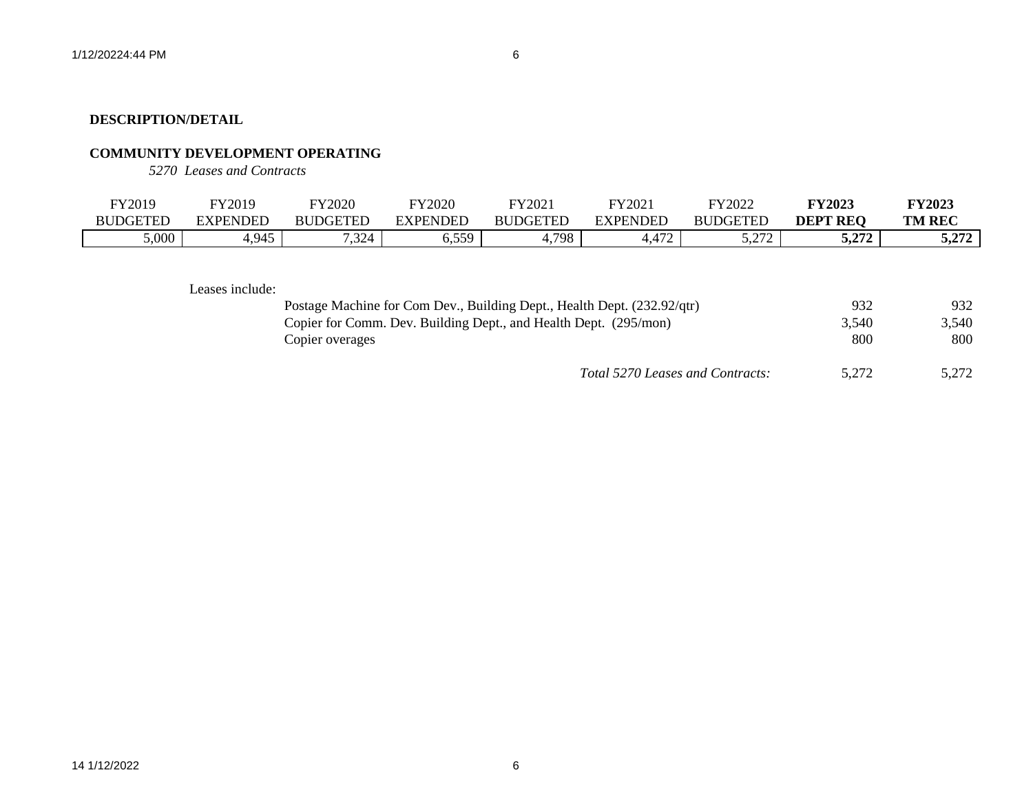**DESCRIPTION/DETAIL**

**COMMUNITY DEVELOPMENT OPERATING**

*5270 Leases and Contracts*

| FY2019 BUDGETED | FY2019 EXPENDED | FY2020 BUDGETED | FY2020 EXPENDED | FY2021 BUDGETED | FY2021 EXPENDED | FY2022 BUDGETED | **FY2023 DEPT REQ** | **FY2023 TM REC** |
|---|---|---|---|---|---|---|---|---|
| 5,000 | 4,945 | 7,324 | 6,559 | 4,798 | 4,472 | 5,272 | **5,272** | **5,272** |

Leases include:

| Item | DEPT REQ | TM REC |
|---|---|---|
| Postage Machine for Com Dev., Building Dept., Health Dept. (232.92/qtr) | 932 | 932 |
| Copier for Comm. Dev. Building Dept., and Health Dept. (295/mon) | 3,540 | 3,540 |
| Copier overages | 800 | 800 |
| *Total 5270 Leases and Contracts:* | 5,272 | 5,272 |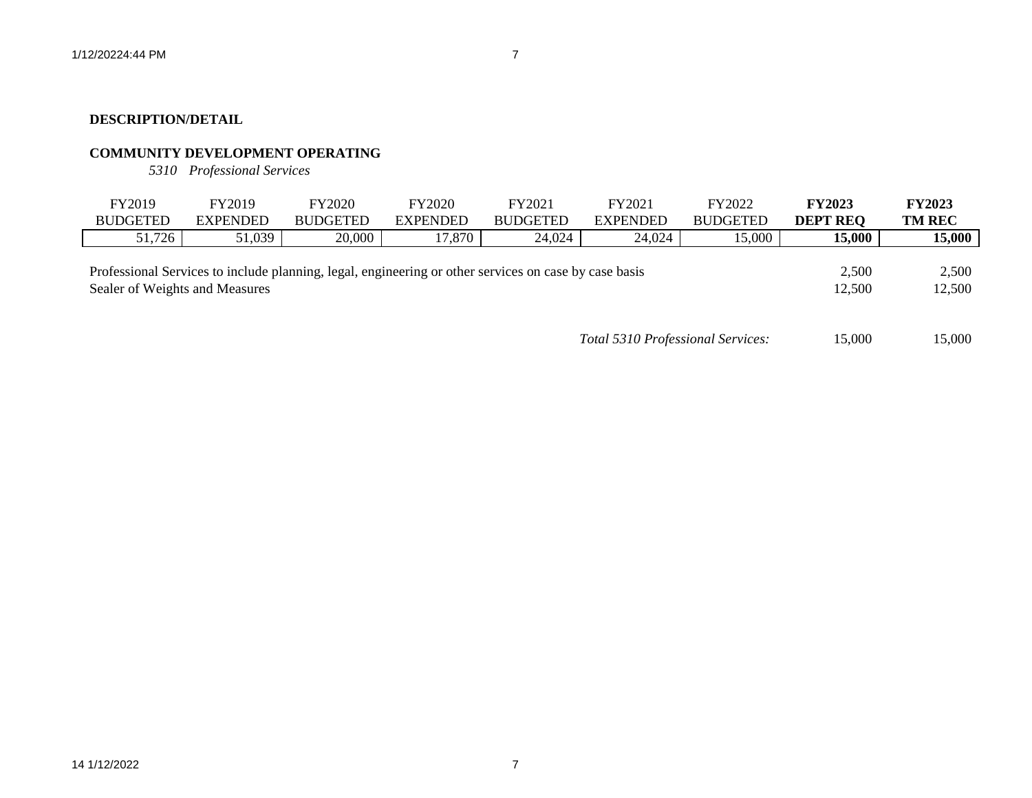**DESCRIPTION/DETAIL**

**COMMUNITY DEVELOPMENT OPERATING**

*5310 Professional Services*

| FY2019 BUDGETED | FY2019 EXPENDED | FY2020 BUDGETED | FY2020 EXPENDED | FY2021 BUDGETED | FY2021 EXPENDED | FY2022 BUDGETED | **FY2023 DEPT REQ** | **FY2023 TM REC** |
|---|---|---|---|---|---|---|---|---|
| 51,726 | 51,039 | 20,000 | 17,870 | 24,024 | 24,024 | 15,000 | **15,000** | **15,000** |

| Description | FY2023 DEPT REQ | FY2023 TM REC |
|---|---|---|
| Professional Services to include planning, legal, engineering or other services on case by case basis | 2,500 | 2,500 |
| Sealer of Weights and Measures | 12,500 | 12,500 |
| *Total 5310 Professional Services:* | 15,000 | 15,000 |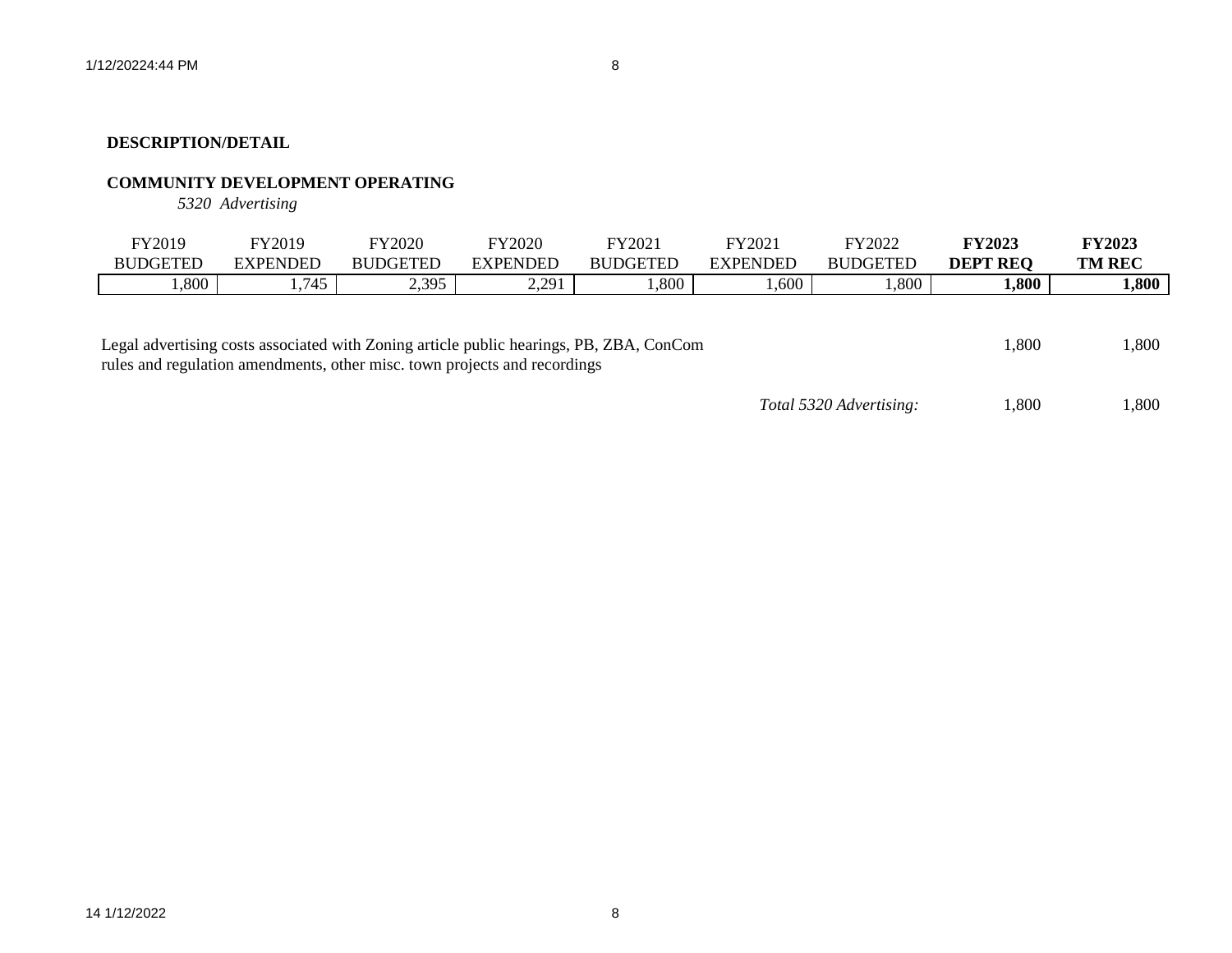**DESCRIPTION/DETAIL**

**COMMUNITY DEVELOPMENT OPERATING**

*5320 Advertising*

| FY2019 BUDGETED | FY2019 EXPENDED | FY2020 BUDGETED | FY2020 EXPENDED | FY2021 BUDGETED | FY2021 EXPENDED | FY2022 BUDGETED | **FY2023 DEPT REQ** | **FY2023 TM REC** |
|---|---|---|---|---|---|---|---|---|
| 1,800 | 1,745 | 2,395 | 2,291 | 1,800 | 1,600 | 1,800 | **1,800** | **1,800** |

| | | |
|---|---|---|
| Legal advertising costs associated with Zoning article public hearings, PB, ZBA, ConCom rules and regulation amendments, other misc. town projects and recordings | 1,800 | 1,800 |
| *Total 5320 Advertising:* | 1,800 | 1,800 |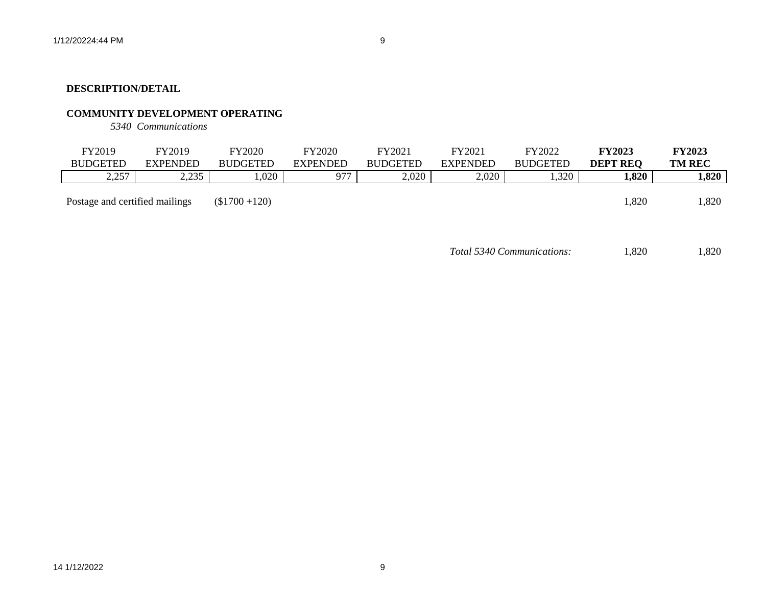**DESCRIPTION/DETAIL**

**COMMUNITY DEVELOPMENT OPERATING**

*5340 Communications*

| FY2019 BUDGETED | FY2019 EXPENDED | FY2020 BUDGETED | FY2020 EXPENDED | FY2021 BUDGETED | FY2021 EXPENDED | FY2022 BUDGETED | **FY2023 DEPT REQ** | **FY2023 TM REC** |
|---|---|---|---|---|---|---|---|---|
| 2,257 | 2,235 | 1,020 | 977 | 2,020 | 2,020 | 1,320 | **1,820** | **1,820** |

| Description | | FY2023 DEPT REQ | FY2023 TM REC |
|---|---|---|---|
| Postage and certified mailings | ($1700 +120) | 1,820 | 1,820 |
| | *Total 5340 Communications:* | 1,820 | 1,820 |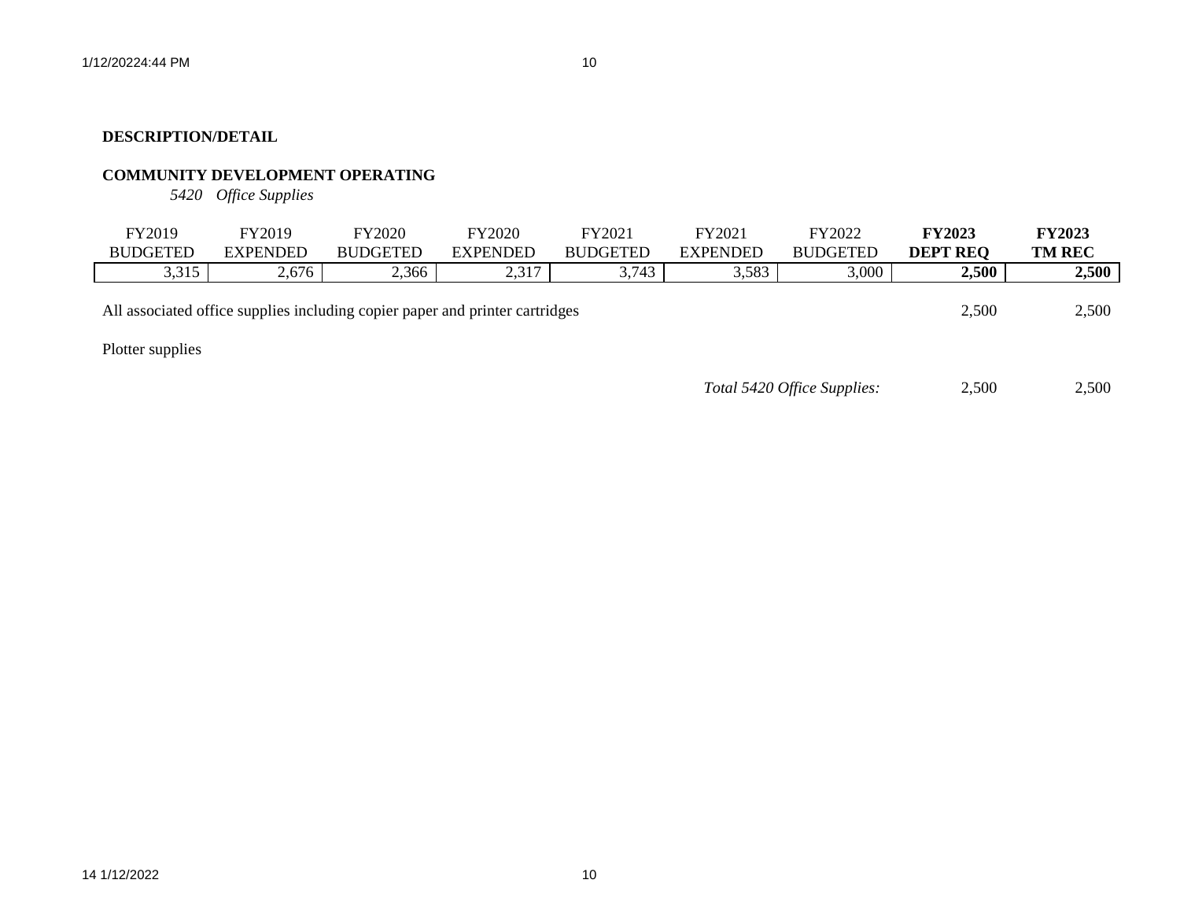**DESCRIPTION/DETAIL**

**COMMUNITY DEVELOPMENT OPERATING**

*5420 Office Supplies*

| FY2019 BUDGETED | FY2019 EXPENDED | FY2020 BUDGETED | FY2020 EXPENDED | FY2021 BUDGETED | FY2021 EXPENDED | FY2022 BUDGETED | **FY2023 DEPT REQ** | **FY2023 TM REC** |
|---|---|---|---|---|---|---|---|---|
| 3,315 | 2,676 | 2,366 | 2,317 | 3,743 | 3,583 | 3,000 | **2,500** | **2,500** |

| | | |
|---|---|---|
| All associated office supplies including copier paper and printer cartridges | 2,500 | 2,500 |
| Plotter supplies | | |
| *Total 5420 Office Supplies:* | 2,500 | 2,500 |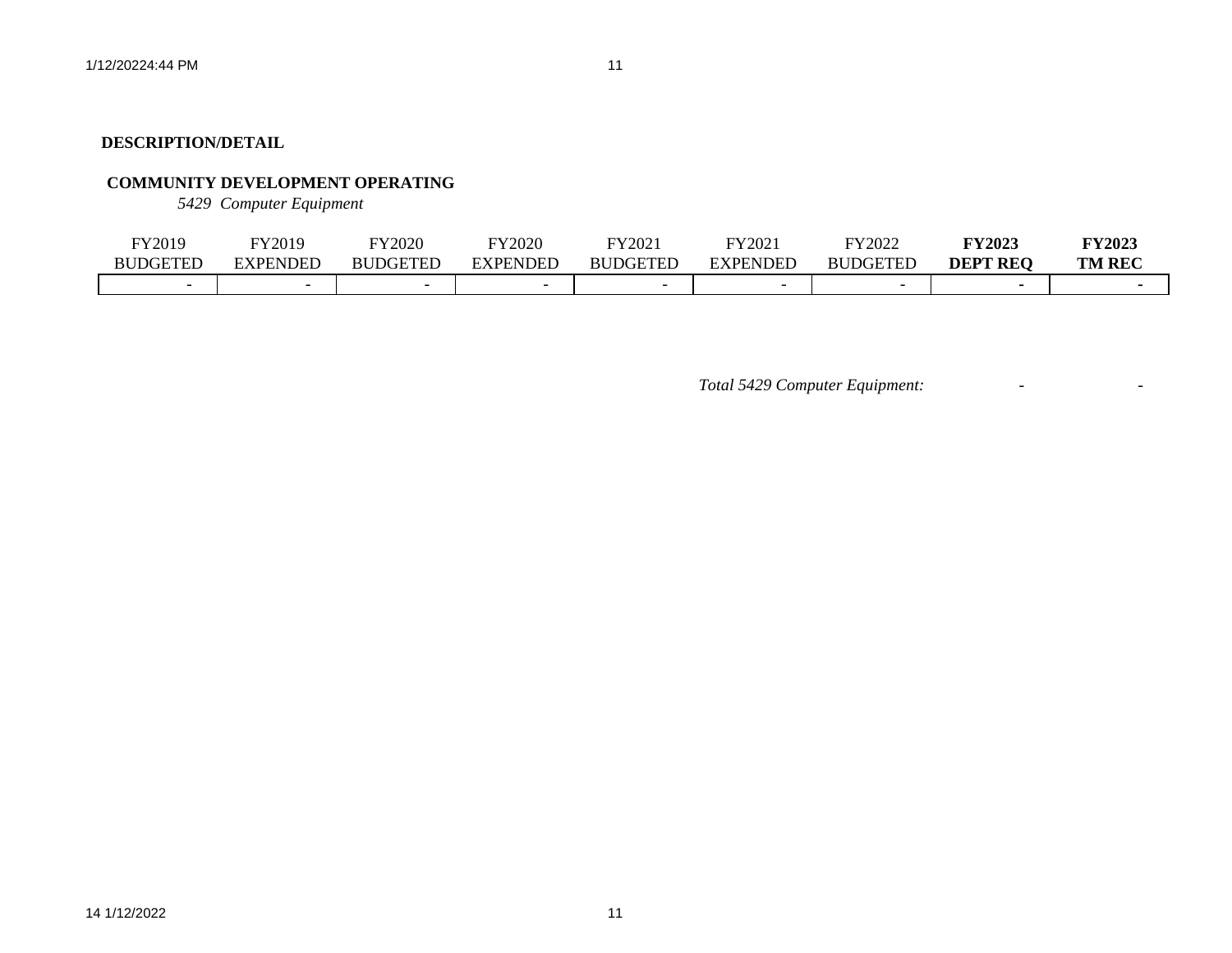**DESCRIPTION/DETAIL**

**COMMUNITY DEVELOPMENT OPERATING**

*5429 Computer Equipment*

| FY2019 BUDGETED | FY2019 EXPENDED | FY2020 BUDGETED | FY2020 EXPENDED | FY2021 BUDGETED | FY2021 EXPENDED | FY2022 BUDGETED | **FY2023 DEPT REQ** | **FY2023 TM REC** |
|---|---|---|---|---|---|---|---|---|
| - | - | - | - | - | - | - | - | - |

*Total 5429 Computer Equipment:* - -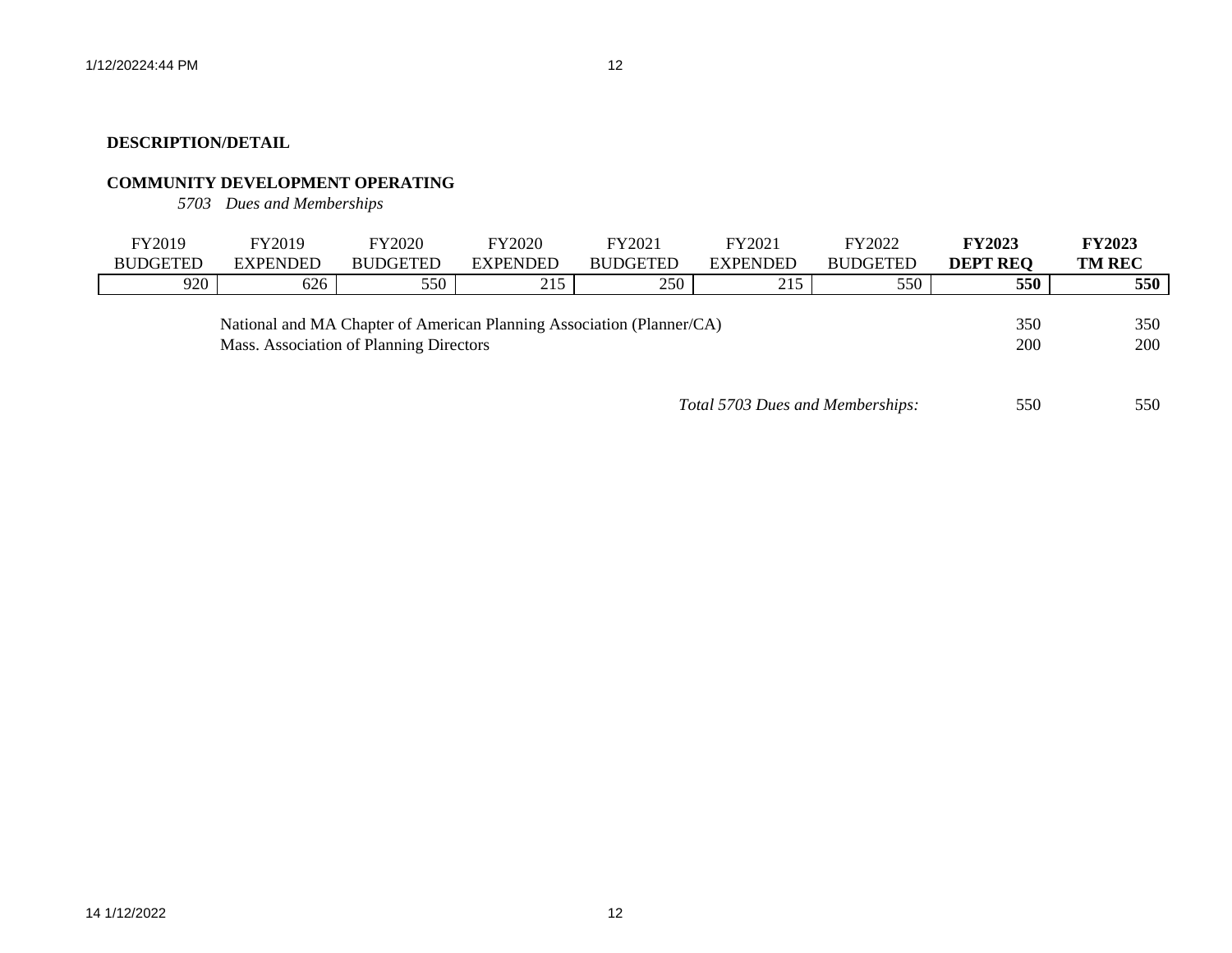**DESCRIPTION/DETAIL**

**COMMUNITY DEVELOPMENT OPERATING**

*5703 Dues and Memberships*

| FY2019 BUDGETED | FY2019 EXPENDED | FY2020 BUDGETED | FY2020 EXPENDED | FY2021 BUDGETED | FY2021 EXPENDED | FY2022 BUDGETED | **FY2023 DEPT REQ** | **FY2023 TM REC** |
|---|---|---|---|---|---|---|---|---|
| 920 | 626 | 550 | 215 | 250 | 215 | 550 | **550** | **550** |

| Description | FY2023 DEPT REQ | FY2023 TM REC |
|---|---|---|
| National and MA Chapter of American Planning Association (Planner/CA) | 350 | 350 |
| Mass. Association of Planning Directors | 200 | 200 |
| *Total 5703 Dues and Memberships:* | 550 | 550 |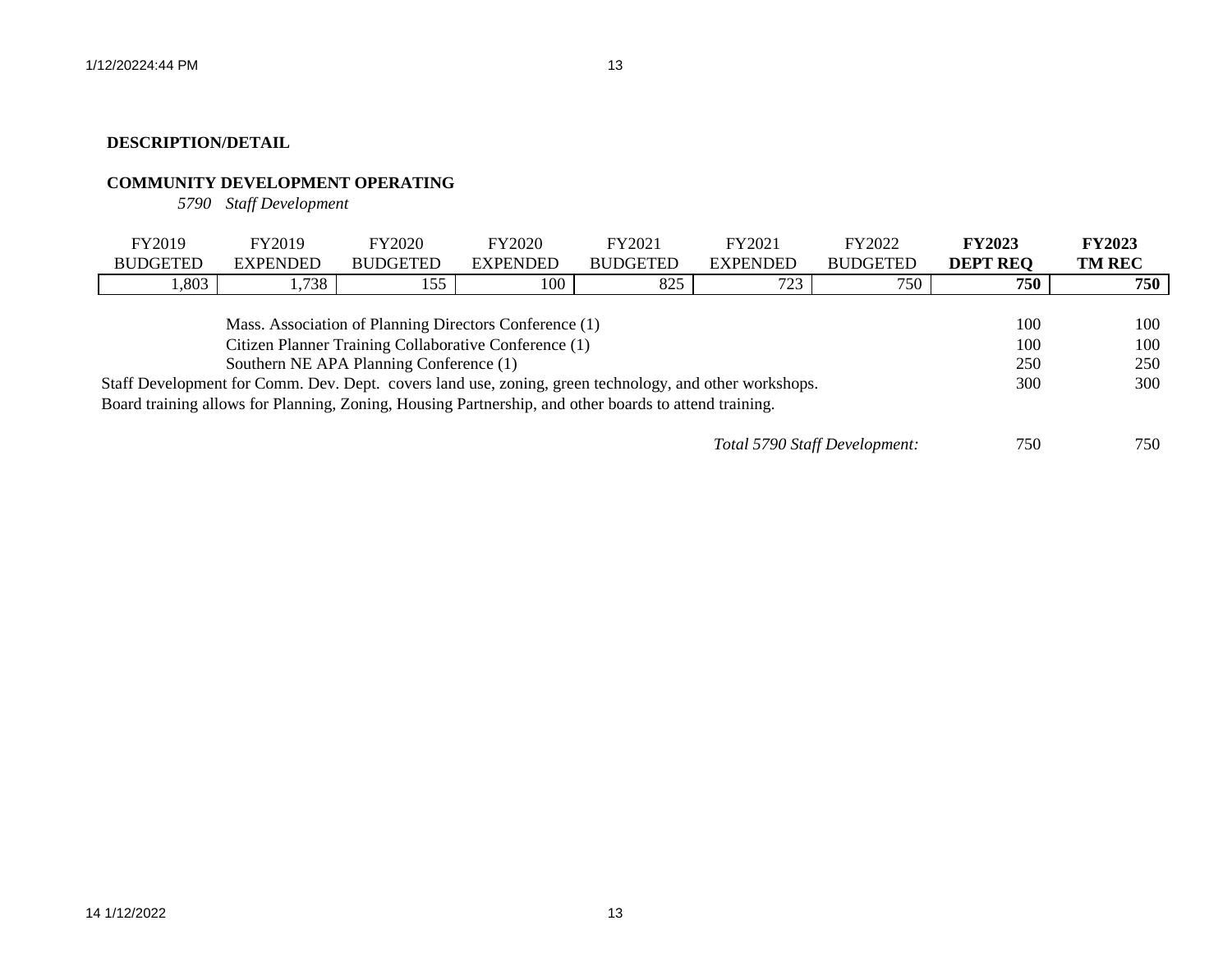**DESCRIPTION/DETAIL**

**COMMUNITY DEVELOPMENT OPERATING**

*5790 Staff Development*

| FY2019 BUDGETED | FY2019 EXPENDED | FY2020 BUDGETED | FY2020 EXPENDED | FY2021 BUDGETED | FY2021 EXPENDED | FY2022 BUDGETED | **FY2023 DEPT REQ** | **FY2023 TM REC** |
|---|---|---|---|---|---|---|---|---|
| 1,803 | 1,738 | 155 | 100 | 825 | 723 | 750 | **750** | **750** |

| Description | FY2023 DEPT REQ | FY2023 TM REC |
|---|---|---|
| Mass. Association of Planning Directors Conference (1) | 100 | 100 |
| Citizen Planner Training Collaborative Conference (1) | 100 | 100 |
| Southern NE APA Planning Conference (1) | 250 | 250 |
| Staff Development for Comm. Dev. Dept. covers land use, zoning, green technology, and other workshops. | 300 | 300 |
| Board training allows for Planning, Zoning, Housing Partnership, and other boards to attend training. | | |
| *Total 5790 Staff Development:* | 750 | 750 |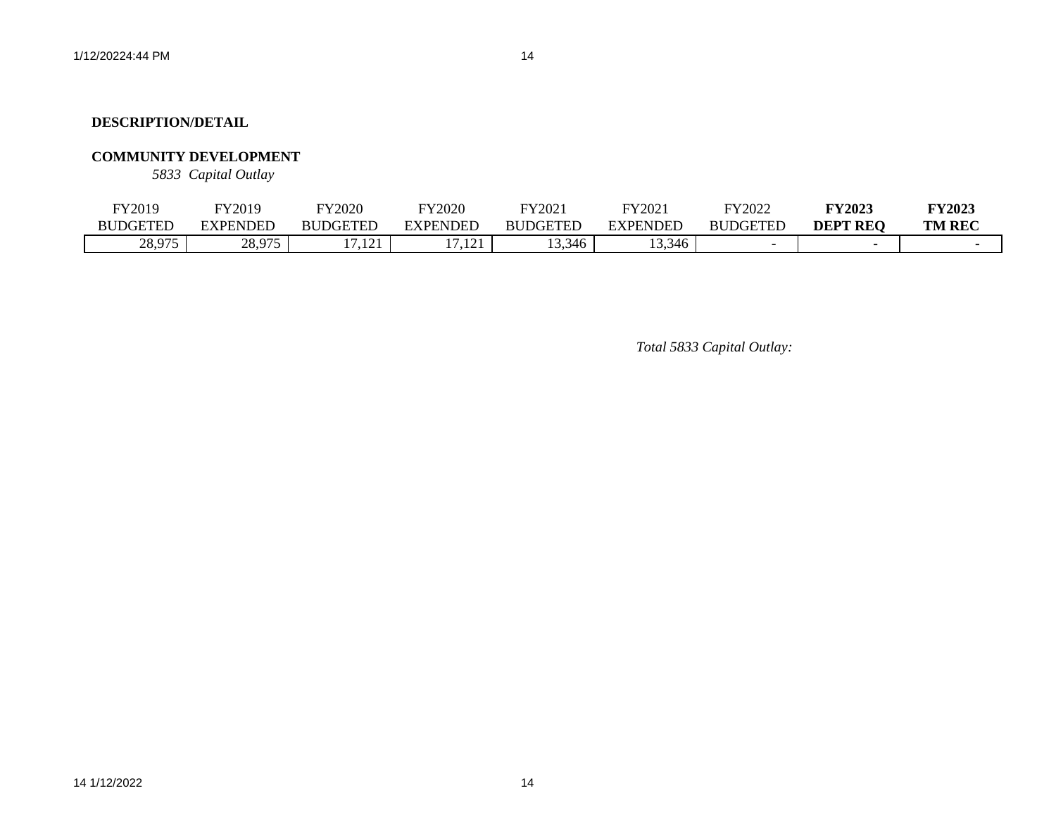**DESCRIPTION/DETAIL**

**COMMUNITY DEVELOPMENT**

*5833 Capital Outlay*

| FY2019 BUDGETED | FY2019 EXPENDED | FY2020 BUDGETED | FY2020 EXPENDED | FY2021 BUDGETED | FY2021 EXPENDED | FY2022 BUDGETED | **FY2023 DEPT REQ** | **FY2023 TM REC** |
|---|---|---|---|---|---|---|---|---|
| 28,975 | 28,975 | 17,121 | 17,121 | 13,346 | 13,346 | - | - | - |

*Total 5833 Capital Outlay:*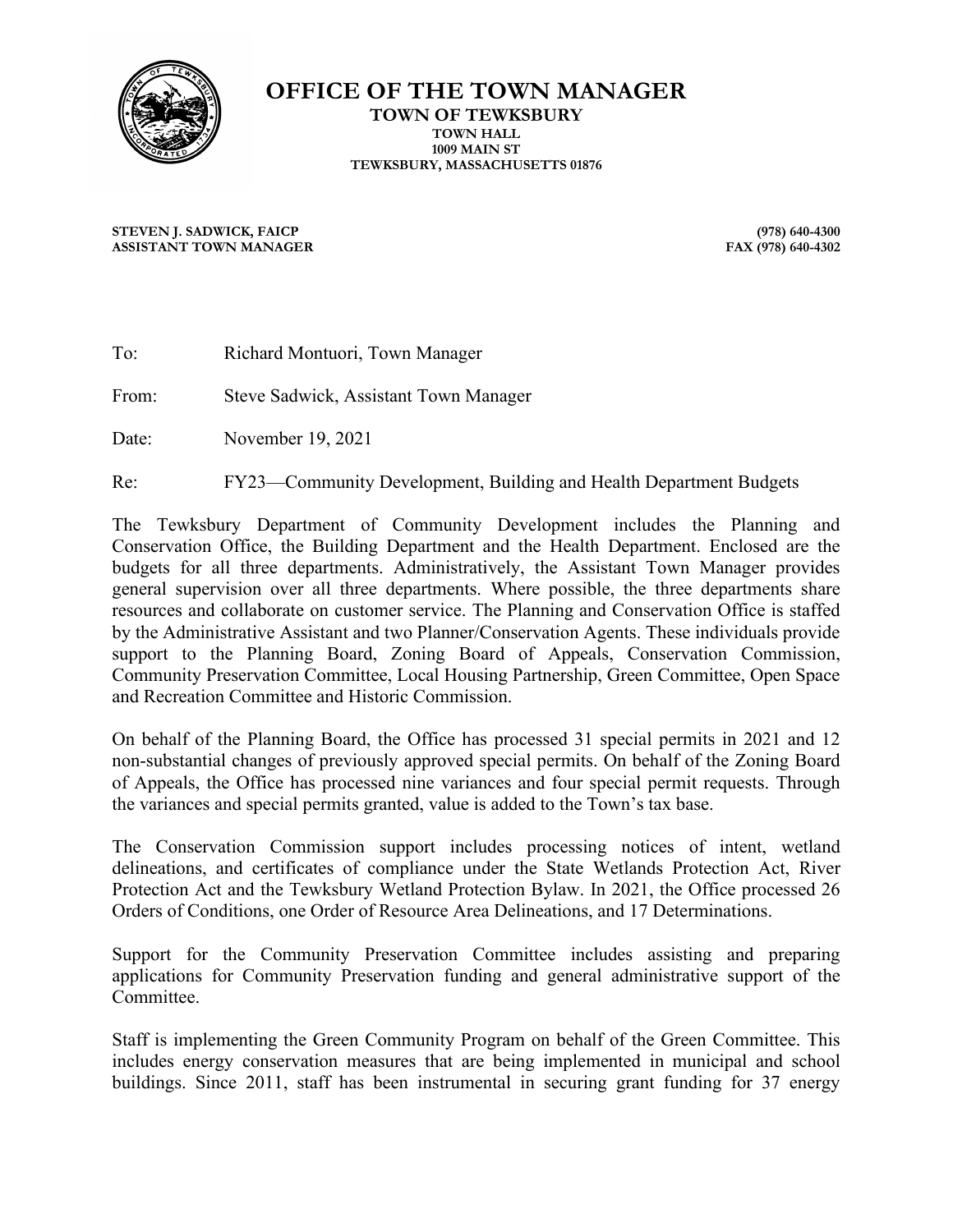# OFFICE OF THE TOWN MANAGER

**TOWN OF TEWKSBURY**
**TOWN HALL**
**1009 MAIN ST**
**TEWKSBURY, MASSACHUSETTS 01876**

**STEVEN J. SADWICK, FAICP**
**ASSISTANT TOWN MANAGER**

**(978) 640-4300**
**FAX (978) 640-4302**

To: Richard Montuori, Town Manager

From: Steve Sadwick, Assistant Town Manager

Date: November 19, 2021

Re: FY23—Community Development, Building and Health Department Budgets

The Tewksbury Department of Community Development includes the Planning and Conservation Office, the Building Department and the Health Department. Enclosed are the budgets for all three departments. Administratively, the Assistant Town Manager provides general supervision over all three departments. Where possible, the three departments share resources and collaborate on customer service. The Planning and Conservation Office is staffed by the Administrative Assistant and two Planner/Conservation Agents. These individuals provide support to the Planning Board, Zoning Board of Appeals, Conservation Commission, Community Preservation Committee, Local Housing Partnership, Green Committee, Open Space and Recreation Committee and Historic Commission.

On behalf of the Planning Board, the Office has processed 31 special permits in 2021 and 12 non-substantial changes of previously approved special permits. On behalf of the Zoning Board of Appeals, the Office has processed nine variances and four special permit requests. Through the variances and special permits granted, value is added to the Town's tax base.

The Conservation Commission support includes processing notices of intent, wetland delineations, and certificates of compliance under the State Wetlands Protection Act, River Protection Act and the Tewksbury Wetland Protection Bylaw. In 2021, the Office processed 26 Orders of Conditions, one Order of Resource Area Delineations, and 17 Determinations.

Support for the Community Preservation Committee includes assisting and preparing applications for Community Preservation funding and general administrative support of the Committee.

Staff is implementing the Green Community Program on behalf of the Green Committee. This includes energy conservation measures that are being implemented in municipal and school buildings. Since 2011, staff has been instrumental in securing grant funding for 37 energy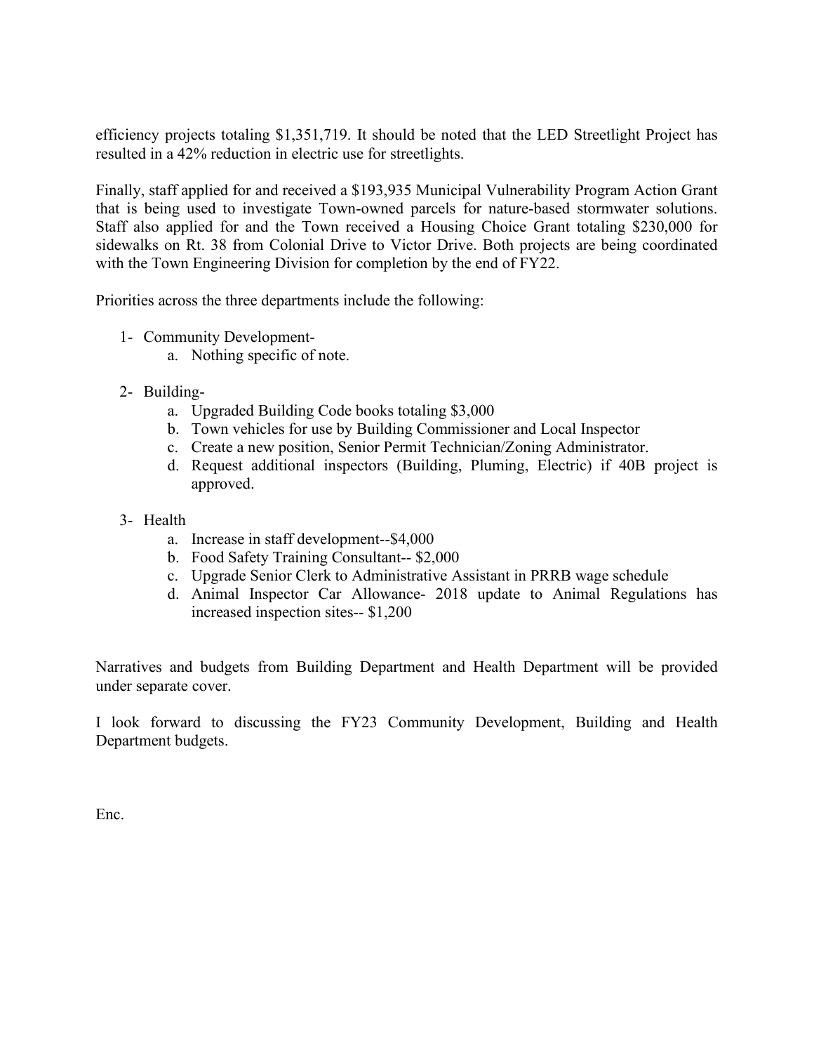efficiency projects totaling $1,351,719. It should be noted that the LED Streetlight Project has resulted in a 42% reduction in electric use for streetlights.

Finally, staff applied for and received a $193,935 Municipal Vulnerability Program Action Grant that is being used to investigate Town-owned parcels for nature-based stormwater solutions. Staff also applied for and the Town received a Housing Choice Grant totaling $230,000 for sidewalks on Rt. 38 from Colonial Drive to Victor Drive. Both projects are being coordinated with the Town Engineering Division for completion by the end of FY22.

Priorities across the three departments include the following:

1- Community Development-
   a. Nothing specific of note.

2- Building-
   a. Upgraded Building Code books totaling $3,000
   b. Town vehicles for use by Building Commissioner and Local Inspector
   c. Create a new position, Senior Permit Technician/Zoning Administrator.
   d. Request additional inspectors (Building, Pluming, Electric) if 40B project is approved.

3- Health
   a. Increase in staff development--$4,000
   b. Food Safety Training Consultant-- $2,000
   c. Upgrade Senior Clerk to Administrative Assistant in PRRB wage schedule
   d. Animal Inspector Car Allowance- 2018 update to Animal Regulations has increased inspection sites-- $1,200

Narratives and budgets from Building Department and Health Department will be provided under separate cover.

I look forward to discussing the FY23 Community Development, Building and Health Department budgets.

Enc.